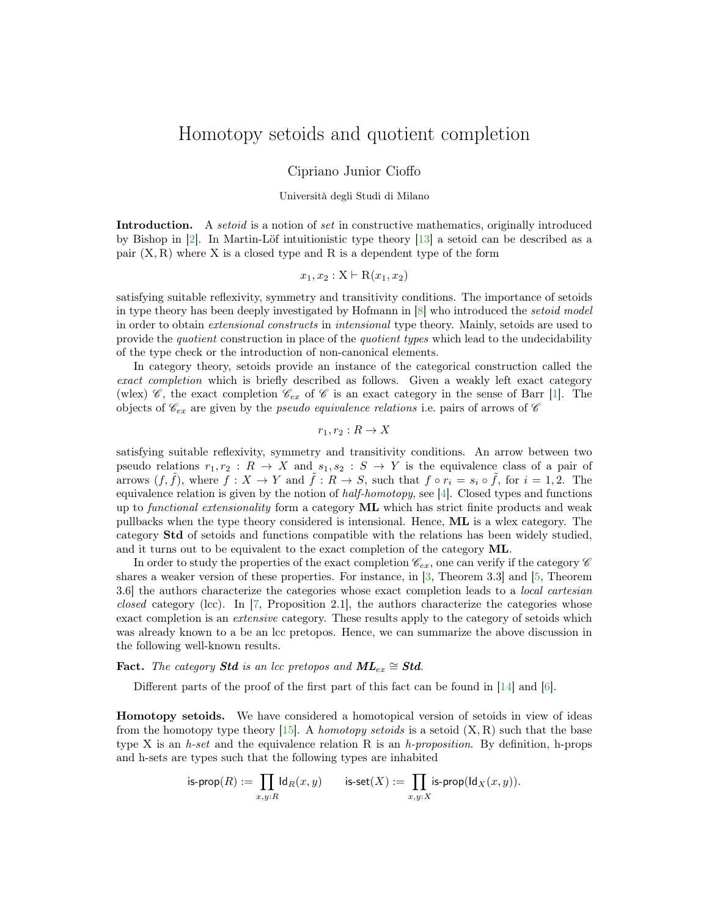# Homotopy setoids and quotient completion

Cipriano Junior Cioffo

Università degli Studi di Milano

**Introduction.** A *setoid* is a notion of *set* in constructive mathematics, originally introduced by Bishop in [2]. In Martin-Löf intuitionistic type theory [13] a setoid can be described as a pair $(\mathrm{X}, \mathrm{R})$ where X is a closed type and R is a dependent type of the form

$$x_1, x_2 : \mathrm{X} \vdash \mathrm{R}(x_1, x_2)$$

satisfying suitable reflexivity, symmetry and transitivity conditions. The importance of setoids in type theory has been deeply investigated by Hofmann in [8] who introduced the *setoid model* in order to obtain *extensional constructs* in *intensional* type theory. Mainly, setoids are used to provide the *quotient* construction in place of the *quotient types* which lead to the undecidability of the type check or the introduction of non-canonical elements.

In category theory, setoids provide an instance of the categorical construction called the *exact completion* which is briefly described as follows. Given a weakly left exact category (wlex) $\mathscr{C}$, the exact completion $\mathscr{C}_{ex}$ of $\mathscr{C}$ is an exact category in the sense of Barr [1]. The objects of $\mathscr{C}_{ex}$ are given by the *pseudo equivalence relations* i.e. pairs of arrows of $\mathscr{C}$

$$r_1, r_2 : R \to X$$

satisfying suitable reflexivity, symmetry and transitivity conditions. An arrow between two pseudo relations $r_1, r_2 : R \to X$ and $s_1, s_2 : S \to Y$ is the equivalence class of a pair of arrows $(f, \tilde{f})$, where $f : X \to Y$ and $\tilde{f} : R \to S$, such that $f \circ r_i = s_i \circ \tilde{f}$, for $i = 1, 2$. The equivalence relation is given by the notion of *half-homotopy*, see [4]. Closed types and functions up to *functional extensionality* form a category **ML** which has strict finite products and weak pullbacks when the type theory considered is intensional. Hence, **ML** is a wlex category. The category **Std** of setoids and functions compatible with the relations has been widely studied, and it turns out to be equivalent to the exact completion of the category **ML**.

In order to study the properties of the exact completion $\mathscr{C}_{ex}$, one can verify if the category $\mathscr{C}$ shares a weaker version of these properties. For instance, in [3, Theorem 3.3] and [5, Theorem 3.6] the authors characterize the categories whose exact completion leads to a *local cartesian closed* category (lcc). In [7, Proposition 2.1], the authors characterize the categories whose exact completion is an *extensive* category. These results apply to the category of setoids which was already known to a be an lcc pretopos. Hence, we can summarize the above discussion in the following well-known results.

**Fact.** *The category **Std** is an lcc pretopos and $\boldsymbol{ML}_{ex} \cong$ **Std**.*

Different parts of the proof of the first part of this fact can be found in [14] and [6].

**Homotopy setoids.** We have considered a homotopical version of setoids in view of ideas from the homotopy type theory [15]. A *homotopy setoids* is a setoid $(\mathrm{X}, \mathrm{R})$ such that the base type X is an *h-set* and the equivalence relation R is an *h-proposition*. By definition, h-props and h-sets are types such that the following types are inhabited

$$\mathsf{is\text{-}prop}(R) := \prod_{x,y:R} \mathsf{Id}_R(x, y) \qquad \mathsf{is\text{-}set}(X) := \prod_{x,y:X} \mathsf{is\text{-}prop}(\mathsf{Id}_X(x, y)).$$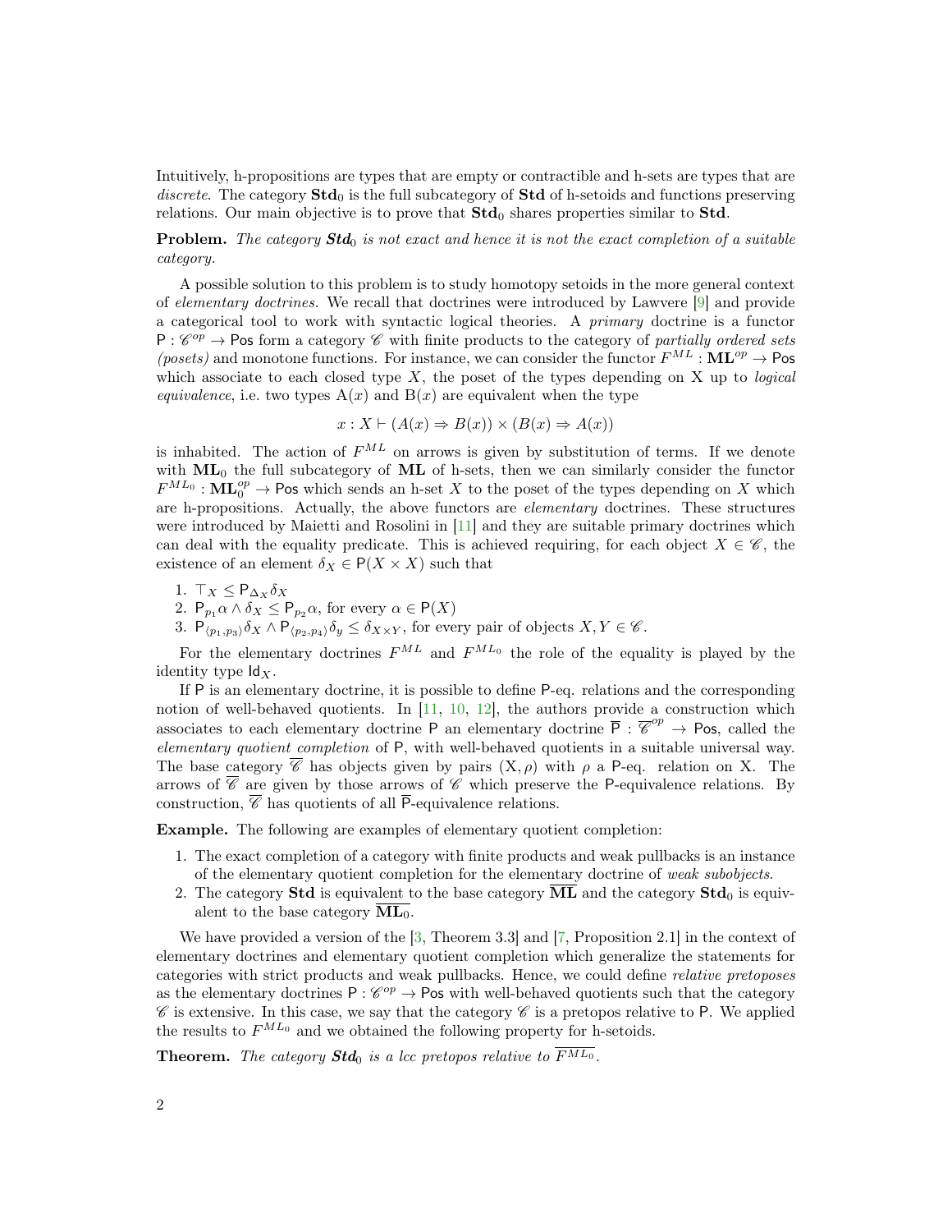Intuitively, h-propositions are types that are empty or contractible and h-sets are types that are *discrete*. The category $\mathbf{Std}_0$ is the full subcategory of $\mathbf{Std}$ of h-setoids and functions preserving relations. Our main objective is to prove that $\mathbf{Std}_0$ shares properties similar to $\mathbf{Std}$.

**Problem.** *The category $\mathbf{Std}_0$ is not exact and hence it is not the exact completion of a suitable category.*

A possible solution to this problem is to study homotopy setoids in the more general context of *elementary doctrines*. We recall that doctrines were introduced by Lawvere [9] and provide a categorical tool to work with syntactic logical theories. A *primary* doctrine is a functor $\mathsf{P} : \mathscr{C}^{op} \to \mathsf{Pos}$ form a category $\mathscr{C}$ with finite products to the category of *partially ordered sets (posets)* and monotone functions. For instance, we can consider the functor $F^{ML} : \mathbf{ML}^{op} \to \mathsf{Pos}$ which associate to each closed type $X$, the poset of the types depending on X up to *logical equivalence*, i.e. two types A$(x)$ and B$(x)$ are equivalent when the type

$$x : X \vdash (A(x) \Rightarrow B(x)) \times (B(x) \Rightarrow A(x))$$

is inhabited. The action of $F^{ML}$ on arrows is given by substitution of terms. If we denote with $\mathbf{ML}_0$ the full subcategory of $\mathbf{ML}$ of h-sets, then we can similarly consider the functor $F^{ML_0} : \mathbf{ML}_0^{op} \to \mathsf{Pos}$ which sends an h-set $X$ to the poset of the types depending on $X$ which are h-propositions. Actually, the above functors are *elementary* doctrines. These structures were introduced by Maietti and Rosolini in [11] and they are suitable primary doctrines which can deal with the equality predicate. This is achieved requiring, for each object $X \in \mathscr{C}$, the existence of an element $\delta_X \in \mathsf{P}(X \times X)$ such that

1. $\top_X \leq \mathsf{P}_{\Delta_X}\delta_X$
2. $\mathsf{P}_{p_1}\alpha \wedge \delta_X \leq \mathsf{P}_{p_2}\alpha$, for every $\alpha \in \mathsf{P}(X)$
3. $\mathsf{P}_{\langle p_1,p_3\rangle}\delta_X \wedge \mathsf{P}_{\langle p_2,p_4\rangle}\delta_y \leq \delta_{X\times Y}$, for every pair of objects $X, Y \in \mathscr{C}$.

For the elementary doctrines $F^{ML}$ and $F^{ML_0}$ the role of the equality is played by the identity type $\mathsf{Id}_X$.

If $\mathsf{P}$ is an elementary doctrine, it is possible to define $\mathsf{P}$-eq. relations and the corresponding notion of well-behaved quotients. In [11, 10, 12], the authors provide a construction which associates to each elementary doctrine $\mathsf{P}$ an elementary doctrine $\overline{\mathsf{P}} : \overline{\mathscr{C}}^{op} \to \mathsf{Pos}$, called the *elementary quotient completion* of $\mathsf{P}$, with well-behaved quotients in a suitable universal way. The base category $\overline{\mathscr{C}}$ has objects given by pairs $(\mathrm{X}, \rho)$ with $\rho$ a $\mathsf{P}$-eq. relation on X. The arrows of $\overline{\mathscr{C}}$ are given by those arrows of $\mathscr{C}$ which preserve the $\mathsf{P}$-equivalence relations. By construction, $\overline{\mathscr{C}}$ has quotients of all $\overline{\mathsf{P}}$-equivalence relations.

**Example.** The following are examples of elementary quotient completion:

1. The exact completion of a category with finite products and weak pullbacks is an instance of the elementary quotient completion for the elementary doctrine of *weak subobjects*.
2. The category $\mathbf{Std}$ is equivalent to the base category $\overline{\mathbf{ML}}$ and the category $\mathbf{Std}_0$ is equivalent to the base category $\overline{\mathbf{ML}_0}$.

We have provided a version of the [3, Theorem 3.3] and [7, Proposition 2.1] in the context of elementary doctrines and elementary quotient completion which generalize the statements for categories with strict products and weak pullbacks. Hence, we could define *relative pretoposes* as the elementary doctrines $\mathsf{P} : \mathscr{C}^{op} \to \mathsf{Pos}$ with well-behaved quotients such that the category $\mathscr{C}$ is extensive. In this case, we say that the category $\mathscr{C}$ is a pretopos relative to $\mathsf{P}$. We applied the results to $F^{ML_0}$ and we obtained the following property for h-setoids.

**Theorem.** *The category $\mathbf{Std}_0$ is a lcc pretopos relative to $\overline{F^{ML_0}}$.*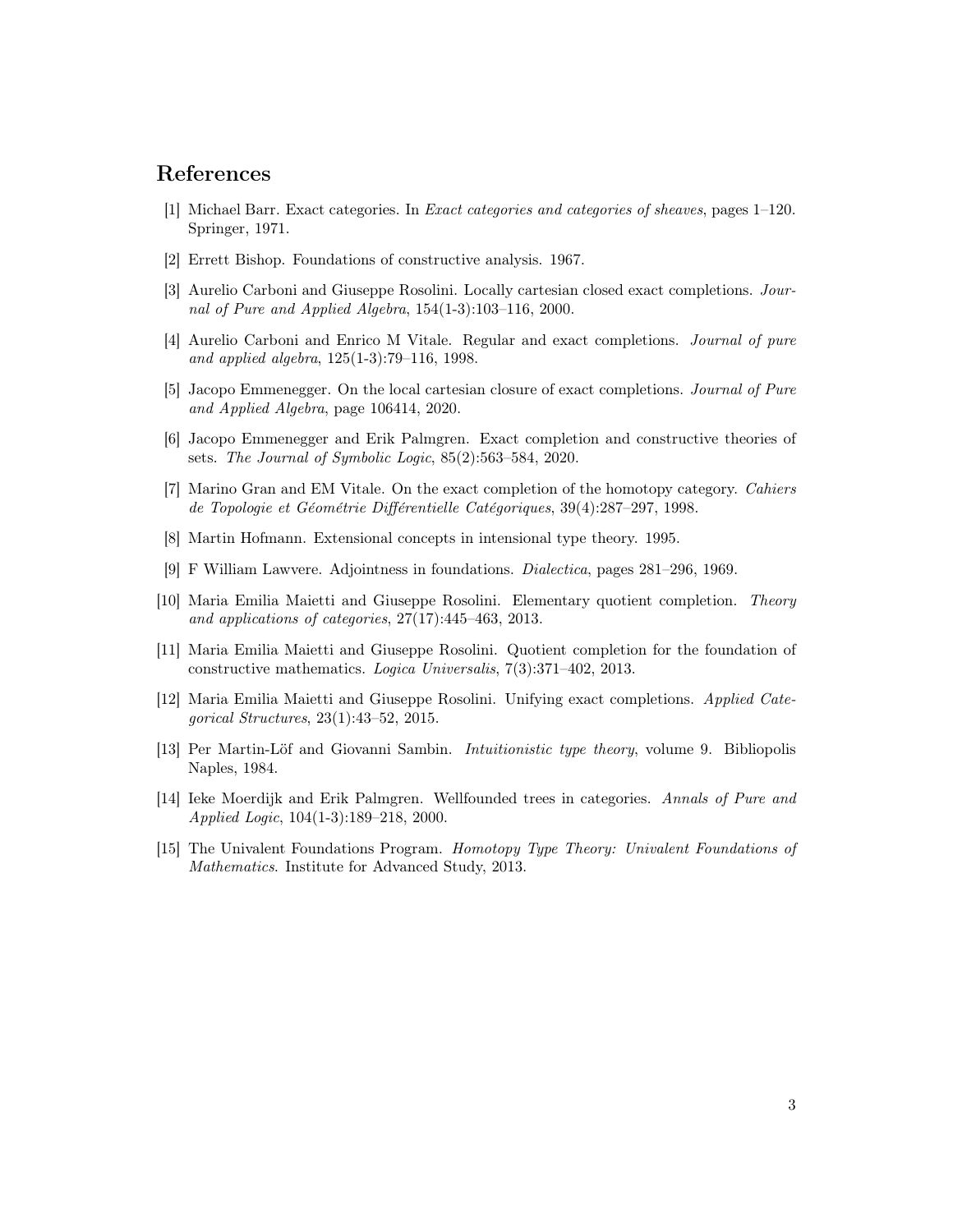## References

[1] Michael Barr. Exact categories. In *Exact categories and categories of sheaves*, pages 1–120. Springer, 1971.

[2] Errett Bishop. Foundations of constructive analysis. 1967.

[3] Aurelio Carboni and Giuseppe Rosolini. Locally cartesian closed exact completions. *Journal of Pure and Applied Algebra*, 154(1-3):103–116, 2000.

[4] Aurelio Carboni and Enrico M Vitale. Regular and exact completions. *Journal of pure and applied algebra*, 125(1-3):79–116, 1998.

[5] Jacopo Emmenegger. On the local cartesian closure of exact completions. *Journal of Pure and Applied Algebra*, page 106414, 2020.

[6] Jacopo Emmenegger and Erik Palmgren. Exact completion and constructive theories of sets. *The Journal of Symbolic Logic*, 85(2):563–584, 2020.

[7] Marino Gran and EM Vitale. On the exact completion of the homotopy category. *Cahiers de Topologie et Géométrie Différentielle Catégoriques*, 39(4):287–297, 1998.

[8] Martin Hofmann. Extensional concepts in intensional type theory. 1995.

[9] F William Lawvere. Adjointness in foundations. *Dialectica*, pages 281–296, 1969.

[10] Maria Emilia Maietti and Giuseppe Rosolini. Elementary quotient completion. *Theory and applications of categories*, 27(17):445–463, 2013.

[11] Maria Emilia Maietti and Giuseppe Rosolini. Quotient completion for the foundation of constructive mathematics. *Logica Universalis*, 7(3):371–402, 2013.

[12] Maria Emilia Maietti and Giuseppe Rosolini. Unifying exact completions. *Applied Categorical Structures*, 23(1):43–52, 2015.

[13] Per Martin-Löf and Giovanni Sambin. *Intuitionistic type theory*, volume 9. Bibliopolis Naples, 1984.

[14] Ieke Moerdijk and Erik Palmgren. Wellfounded trees in categories. *Annals of Pure and Applied Logic*, 104(1-3):189–218, 2000.

[15] The Univalent Foundations Program. *Homotopy Type Theory: Univalent Foundations of Mathematics*. Institute for Advanced Study, 2013.